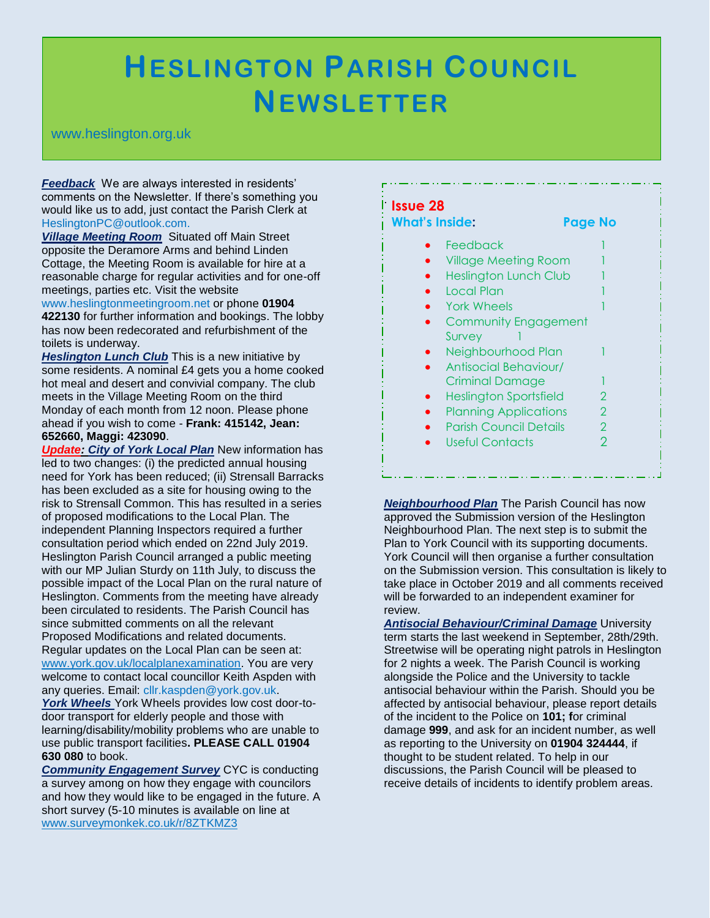# HESLINGTON PARISH COUNCIL NEWSLETTER

www.heslington.org.uk

**Issue 28**

**What's Inside:** **Page No**

- Feedback 1
- Village Meeting Room 1
- Heslington Lunch Club 1
- Local Plan 1
- York Wheels 1
- Community Engagement Survey 1
- Neighbourhood Plan 1
- Antisocial Behaviour/ Criminal Damage 1
- Heslington Sportsfield 2
- Planning Applications 2
- Parish Council Details 2
- Useful Contacts 2

***Feedback*** We are always interested in residents' comments on the Newsletter. If there's something you would like us to add, just contact the Parish Clerk at HeslingtonPC@outlook.com.

***Village Meeting Room*** Situated off Main Street opposite the Deramore Arms and behind Linden Cottage, the Meeting Room is available for hire at a reasonable charge for regular activities and for one-off meetings, parties etc. Visit the website www.heslingtonmeetingroom.net or phone **01904 422130** for further information and bookings. The lobby has now been redecorated and refurbishment of the toilets is underway.

***Heslington Lunch Club*** This is a new initiative by some residents. A nominal £4 gets you a home cooked hot meal and desert and convivial company. The club meets in the Village Meeting Room on the third Monday of each month from 12 noon. Please phone ahead if you wish to come - **Frank: 415142, Jean: 652660, Maggi: 423090**.

***Update: City of York Local Plan*** New information has led to two changes: (i) the predicted annual housing need for York has been reduced; (ii) Strensall Barracks has been excluded as a site for housing owing to the risk to Strensall Common. This has resulted in a series of proposed modifications to the Local Plan. The independent Planning Inspectors required a further consultation period which ended on 22nd July 2019. Heslington Parish Council arranged a public meeting with our MP Julian Sturdy on 11th July, to discuss the possible impact of the Local Plan on the rural nature of Heslington. Comments from the meeting have already been circulated to residents. The Parish Council has since submitted comments on all the relevant Proposed Modifications and related documents. Regular updates on the Local Plan can be seen at: www.york.gov.uk/localplanexamination. You are very welcome to contact local councillor Keith Aspden with any queries. Email: cllr.kaspden@york.gov.uk.

***York Wheels*** York Wheels provides low cost door-to-door transport for elderly people and those with learning/disability/mobility problems who are unable to use public transport facilities**. PLEASE CALL 01904 630 080** to book.

***Community Engagement Survey*** CYC is conducting a survey among on how they engage with councilors and how they would like to be engaged in the future. A short survey (5-10 minutes is available on line at www.surveymonkek.co.uk/r/8ZTKMZ3

***Neighbourhood Plan*** The Parish Council has now approved the Submission version of the Heslington Neighbourhood Plan. The next step is to submit the Plan to York Council with its supporting documents. York Council will then organise a further consultation on the Submission version. This consultation is likely to take place in October 2019 and all comments received will be forwarded to an independent examiner for review.

***Antisocial Behaviour/Criminal Damage*** University term starts the last weekend in September, 28th/29th. Streetwise will be operating night patrols in Heslington for 2 nights a week. The Parish Council is working alongside the Police and the University to tackle antisocial behaviour within the Parish. Should you be affected by antisocial behaviour, please report details of the incident to the Police on **101; f**or criminal damage **999**, and ask for an incident number, as well as reporting to the University on **01904 324444**, if thought to be student related. To help in our discussions, the Parish Council will be pleased to receive details of incidents to identify problem areas.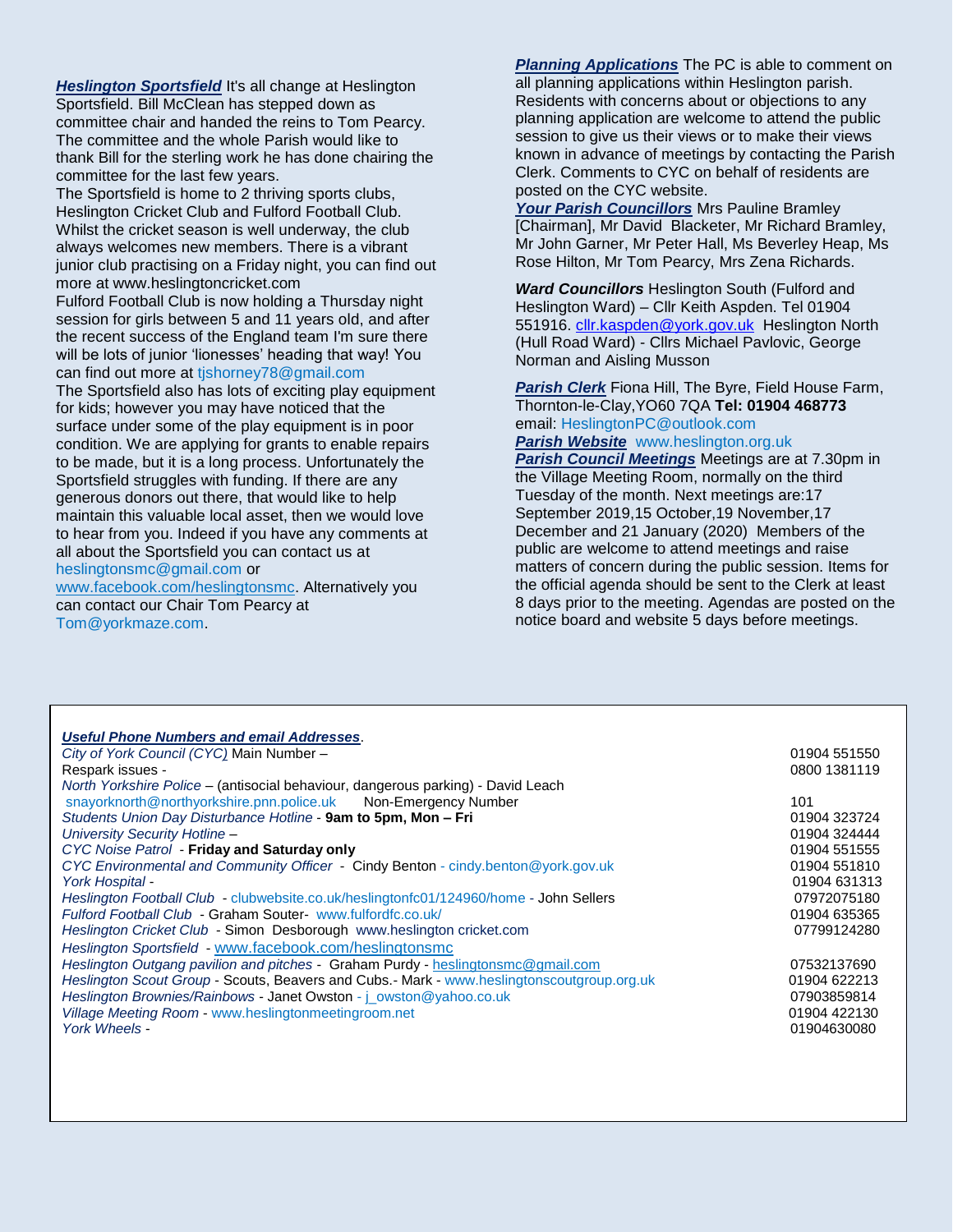***Heslington Sportsfield*** It's all change at Heslington Sportsfield. Bill McClean has stepped down as committee chair and handed the reins to Tom Pearcy. The committee and the whole Parish would like to thank Bill for the sterling work he has done chairing the committee for the last few years.

The Sportsfield is home to 2 thriving sports clubs, Heslington Cricket Club and Fulford Football Club. Whilst the cricket season is well underway, the club always welcomes new members. There is a vibrant junior club practising on a Friday night, you can find out more at www.heslingtoncricket.com

Fulford Football Club is now holding a Thursday night session for girls between 5 and 11 years old, and after the recent success of the England team I'm sure there will be lots of junior 'lionesses' heading that way! You can find out more at tjshorney78@gmail.com

The Sportsfield also has lots of exciting play equipment for kids; however you may have noticed that the surface under some of the play equipment is in poor condition. We are applying for grants to enable repairs to be made, but it is a long process. Unfortunately the Sportsfield struggles with funding. If there are any generous donors out there, that would like to help maintain this valuable local asset, then we would love to hear from you. Indeed if you have any comments at all about the Sportsfield you can contact us at heslingtonsmc@gmail.com or www.facebook.com/heslingtonsmc. Alternatively you can contact our Chair Tom Pearcy at Tom@yorkmaze.com.

***Planning Applications*** The PC is able to comment on all planning applications within Heslington parish. Residents with concerns about or objections to any planning application are welcome to attend the public session to give us their views or to make their views known in advance of meetings by contacting the Parish Clerk. Comments to CYC on behalf of residents are posted on the CYC website.

***Your Parish Councillors*** Mrs Pauline Bramley [Chairman], Mr David Blacketer, Mr Richard Bramley, Mr John Garner, Mr Peter Hall, Ms Beverley Heap, Ms Rose Hilton, Mr Tom Pearcy, Mrs Zena Richards.

***Ward Councillors*** Heslington South (Fulford and Heslington Ward) – Cllr Keith Aspden. Tel 01904 551916. cllr.kaspden@york.gov.uk Heslington North (Hull Road Ward) - Cllrs Michael Pavlovic, George Norman and Aisling Musson

***Parish Clerk*** Fiona Hill, The Byre, Field House Farm, Thornton-le-Clay,YO60 7QA **Tel: 01904 468773** email: HeslingtonPC@outlook.com

***Parish Website*** www.heslington.org.uk

***Parish Council Meetings*** Meetings are at 7.30pm in the Village Meeting Room, normally on the third Tuesday of the month. Next meetings are:17 September 2019,15 October,19 November,17 December and 21 January (2020) Members of the public are welcome to attend meetings and raise matters of concern during the public session. Items for the official agenda should be sent to the Clerk at least 8 days prior to the meeting. Agendas are posted on the notice board and website 5 days before meetings.

***Useful Phone Numbers and email Addresses***.

| | |
|---|---|
| *City of York Council (CYC)* Main Number – | 01904 551550 |
| Respark issues - | 0800 1381119 |
| *North Yorkshire Police* – (antisocial behaviour, dangerous parking) - David Leach snayorknorth@northyorkshire.pnn.police.uk Non-Emergency Number | 101 |
| *Students Union Day Disturbance Hotline* - **9am to 5pm, Mon – Fri** | 01904 323724 |
| *University Security Hotline* – | 01904 324444 |
| *CYC Noise Patrol* - **Friday and Saturday only** | 01904 551555 |
| *CYC Environmental and Community Officer* - Cindy Benton - cindy.benton@york.gov.uk | 01904 551810 |
| *York Hospital* - | 01904 631313 |
| *Heslington Football Club* - clubwebsite.co.uk/heslingtonfc01/124960/home - John Sellers | 07972075180 |
| *Fulford Football Club* - Graham Souter- www.fulfordfc.co.uk/ | 01904 635365 |
| *Heslington Cricket Club* - Simon Desborough www.heslington cricket.com | 07799124280 |
| *Heslington Sportsfield* - www.facebook.com/heslingtonsmc | |
| *Heslington Outgang pavilion and pitches* - Graham Purdy - heslingtonsmc@gmail.com | 07532137690 |
| *Heslington Scout Group* - Scouts, Beavers and Cubs.- Mark - www.heslingtonscoutgroup.org.uk | 01904 622213 |
| *Heslington Brownies/Rainbows* - Janet Owston - j_owston@yahoo.co.uk | 07903859814 |
| *Village Meeting Room* - www.heslingtonmeetingroom.net | 01904 422130 |
| *York Wheels* - | 01904630080 |